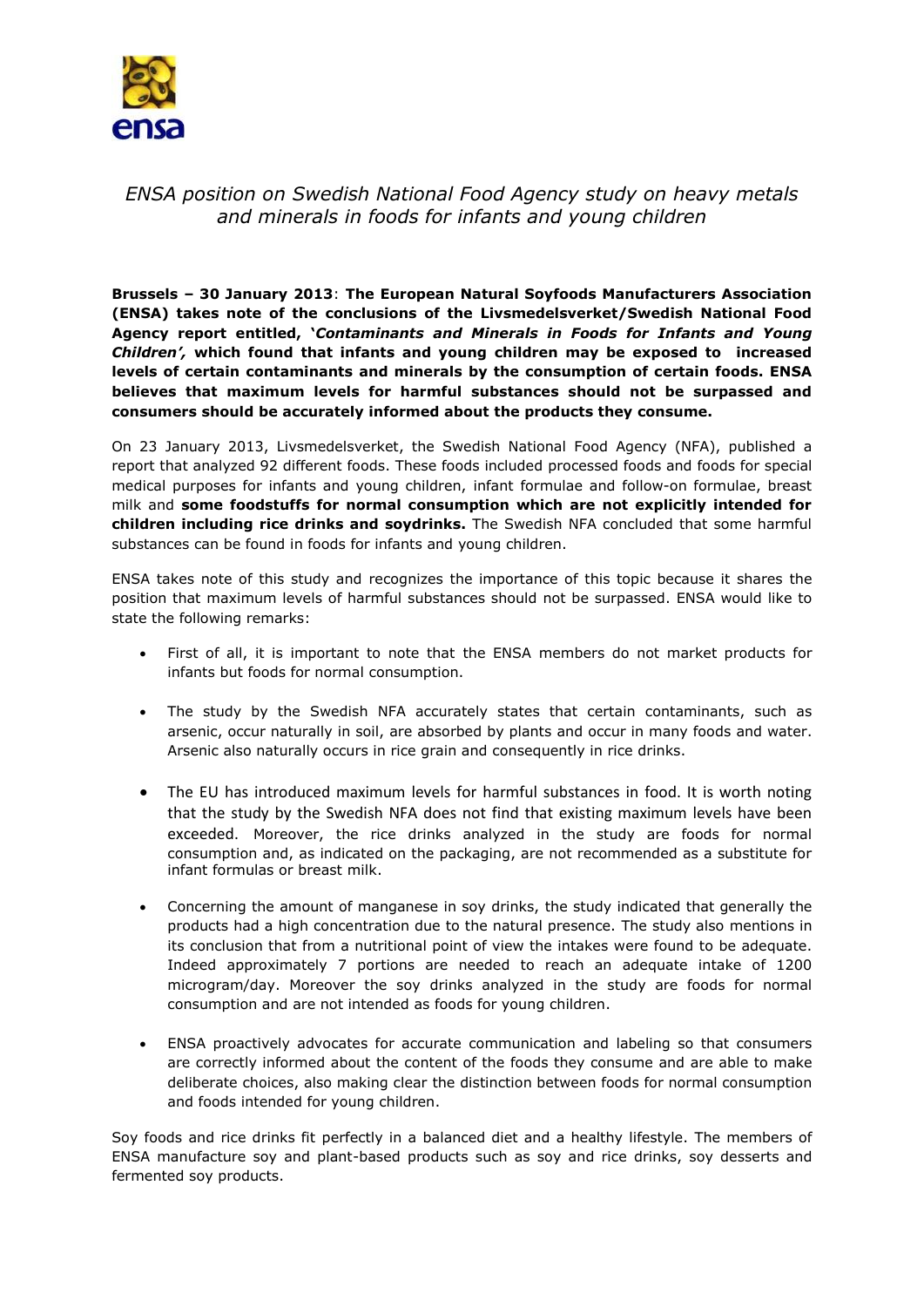ensa

# *ENSA position on Swedish National Food Agency study on heavy metals and minerals in foods for infants and young children*

**Brussels – 30 January 2013**: **The European Natural Soyfoods Manufacturers Association (ENSA) takes note of the conclusions of the Livsmedelsverket/Swedish National Food Agency report entitled, '*Contaminants and Minerals in Foods for Infants and Young Children*', which found that infants and young children may be exposed to increased levels of certain contaminants and minerals by the consumption of certain foods. ENSA believes that maximum levels for harmful substances should not be surpassed and consumers should be accurately informed about the products they consume.**

On 23 January 2013, Livsmedelsverket, the Swedish National Food Agency (NFA), published a report that analyzed 92 different foods. These foods included processed foods and foods for special medical purposes for infants and young children, infant formulae and follow-on formulae, breast milk and **some foodstuffs for normal consumption which are not explicitly intended for children including rice drinks and soydrinks.** The Swedish NFA concluded that some harmful substances can be found in foods for infants and young children.

ENSA takes note of this study and recognizes the importance of this topic because it shares the position that maximum levels of harmful substances should not be surpassed. ENSA would like to state the following remarks:

- First of all, it is important to note that the ENSA members do not market products for infants but foods for normal consumption.
- The study by the Swedish NFA accurately states that certain contaminants, such as arsenic, occur naturally in soil, are absorbed by plants and occur in many foods and water. Arsenic also naturally occurs in rice grain and consequently in rice drinks.
- The EU has introduced maximum levels for harmful substances in food. It is worth noting that the study by the Swedish NFA does not find that existing maximum levels have been exceeded. Moreover, the rice drinks analyzed in the study are foods for normal consumption and, as indicated on the packaging, are not recommended as a substitute for infant formulas or breast milk.
- Concerning the amount of manganese in soy drinks, the study indicated that generally the products had a high concentration due to the natural presence. The study also mentions in its conclusion that from a nutritional point of view the intakes were found to be adequate. Indeed approximately 7 portions are needed to reach an adequate intake of 1200 microgram/day. Moreover the soy drinks analyzed in the study are foods for normal consumption and are not intended as foods for young children.
- ENSA proactively advocates for accurate communication and labeling so that consumers are correctly informed about the content of the foods they consume and are able to make deliberate choices, also making clear the distinction between foods for normal consumption and foods intended for young children.

Soy foods and rice drinks fit perfectly in a balanced diet and a healthy lifestyle. The members of ENSA manufacture soy and plant-based products such as soy and rice drinks, soy desserts and fermented soy products.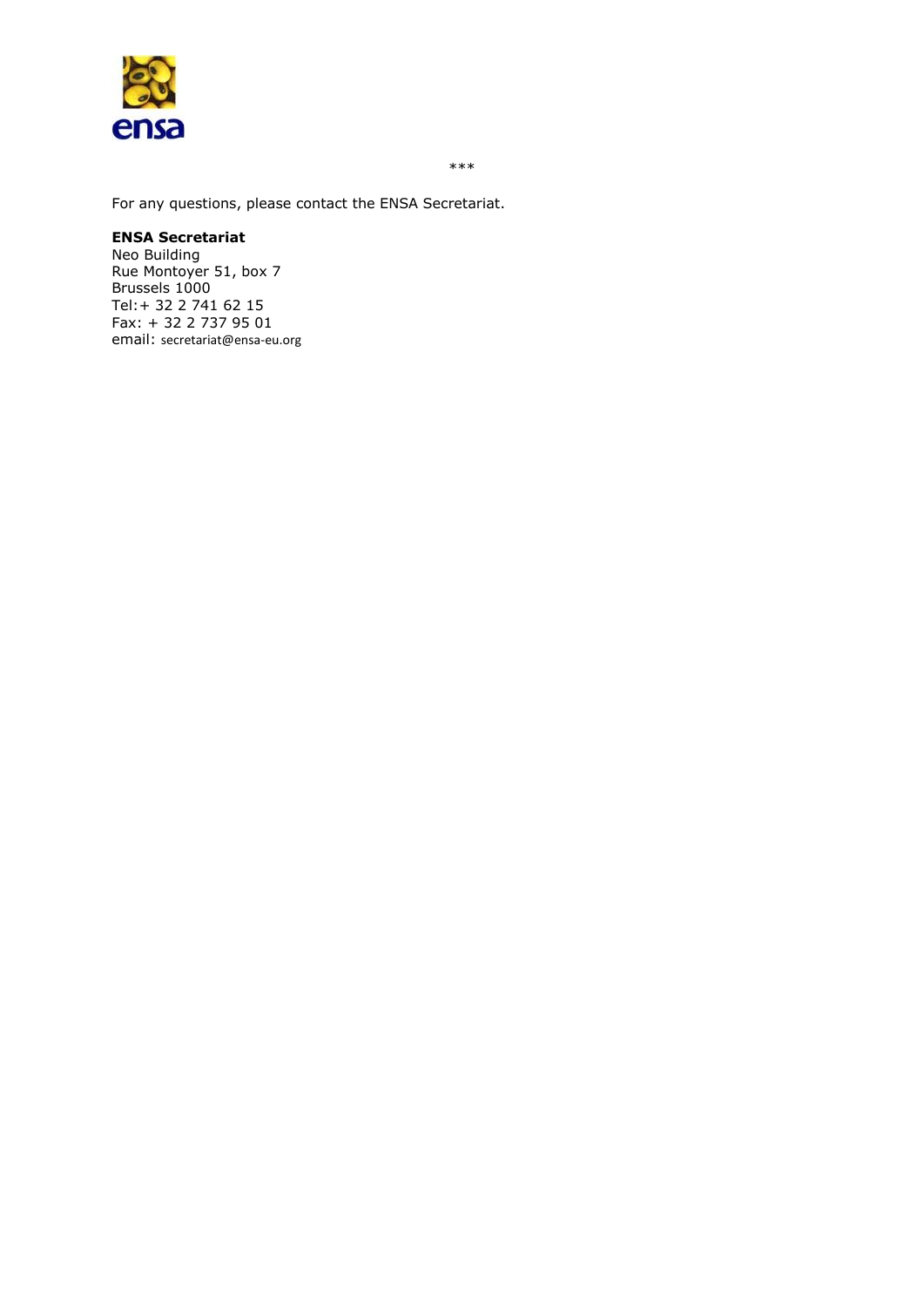***

For any questions, please contact the ENSA Secretariat.

**ENSA Secretariat**
Neo Building
Rue Montoyer 51, box 7
Brussels 1000
Tel:+ 32 2 741 62 15
Fax: + 32 2 737 95 01
email: secretariat@ensa-eu.org